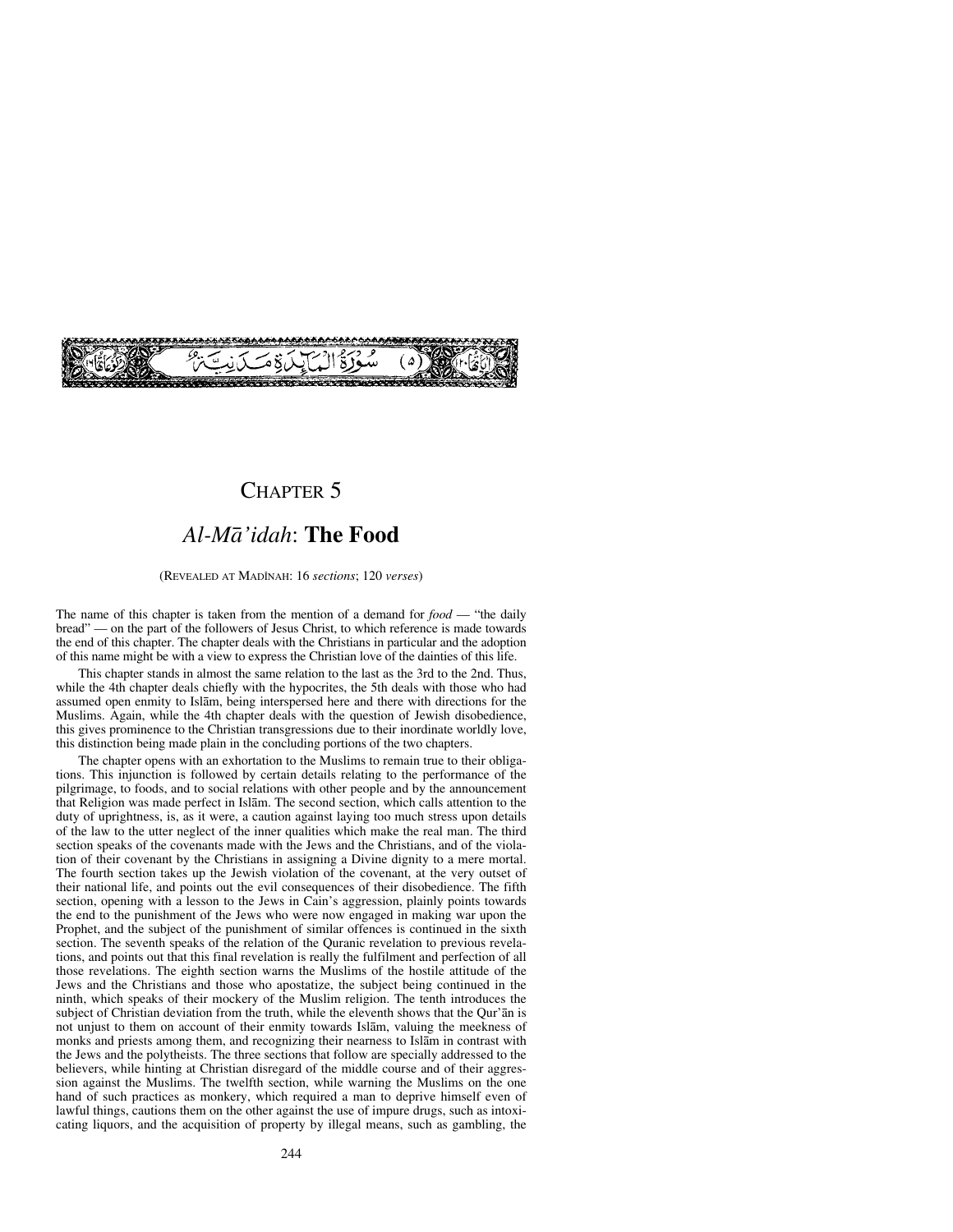سُورَةُ الْمَائِدَةِ مَدَنِيَّةٌ (٥)

# CHAPTER 5

## *Al-Mā'idah*: **The Food**

(REVEALED AT MADĪNAH: 16 *sections*; 120 *verses*)

The name of this chapter is taken from the mention of a demand for *food* — "the daily bread" — on the part of the followers of Jesus Christ, to which reference is made towards the end of this chapter. The chapter deals with the Christians in particular and the adoption of this name might be with a view to express the Christian love of the dainties of this life.

This chapter stands in almost the same relation to the last as the 3rd to the 2nd. Thus, while the 4th chapter deals chiefly with the hypocrites, the 5th deals with those who had assumed open enmity to Islām, being interspersed here and there with directions for the Muslims. Again, while the 4th chapter deals with the question of Jewish disobedience, this gives prominence to the Christian transgressions due to their inordinate worldly love, this distinction being made plain in the concluding portions of the two chapters.

The chapter opens with an exhortation to the Muslims to remain true to their obligations. This injunction is followed by certain details relating to the performance of the pilgrimage, to foods, and to social relations with other people and by the announcement that Religion was made perfect in Islām. The second section, which calls attention to the duty of uprightness, is, as it were, a caution against laying too much stress upon details of the law to the utter neglect of the inner qualities which make the real man. The third section speaks of the covenants made with the Jews and the Christians, and of the violation of their covenant by the Christians in assigning a Divine dignity to a mere mortal. The fourth section takes up the Jewish violation of the covenant, at the very outset of their national life, and points out the evil consequences of their disobedience. The fifth section, opening with a lesson to the Jews in Cain's aggression, plainly points towards the end to the punishment of the Jews who were now engaged in making war upon the Prophet, and the subject of the punishment of similar offences is continued in the sixth section. The seventh speaks of the relation of the Quranic revelation to previous revelations, and points out that this final revelation is really the fulfilment and perfection of all those revelations. The eighth section warns the Muslims of the hostile attitude of the Jews and the Christians and those who apostatize, the subject being continued in the ninth, which speaks of their mockery of the Muslim religion. The tenth introduces the subject of Christian deviation from the truth, while the eleventh shows that the Qur'ān is not unjust to them on account of their enmity towards Islām, valuing the meekness of monks and priests among them, and recognizing their nearness to Islām in contrast with the Jews and the polytheists. The three sections that follow are specially addressed to the believers, while hinting at Christian disregard of the middle course and of their aggression against the Muslims. The twelfth section, while warning the Muslims on the one hand of such practices as monkery, which required a man to deprive himself even of lawful things, cautions them on the other against the use of impure drugs, such as intoxicating liquors, and the acquisition of property by illegal means, such as gambling, the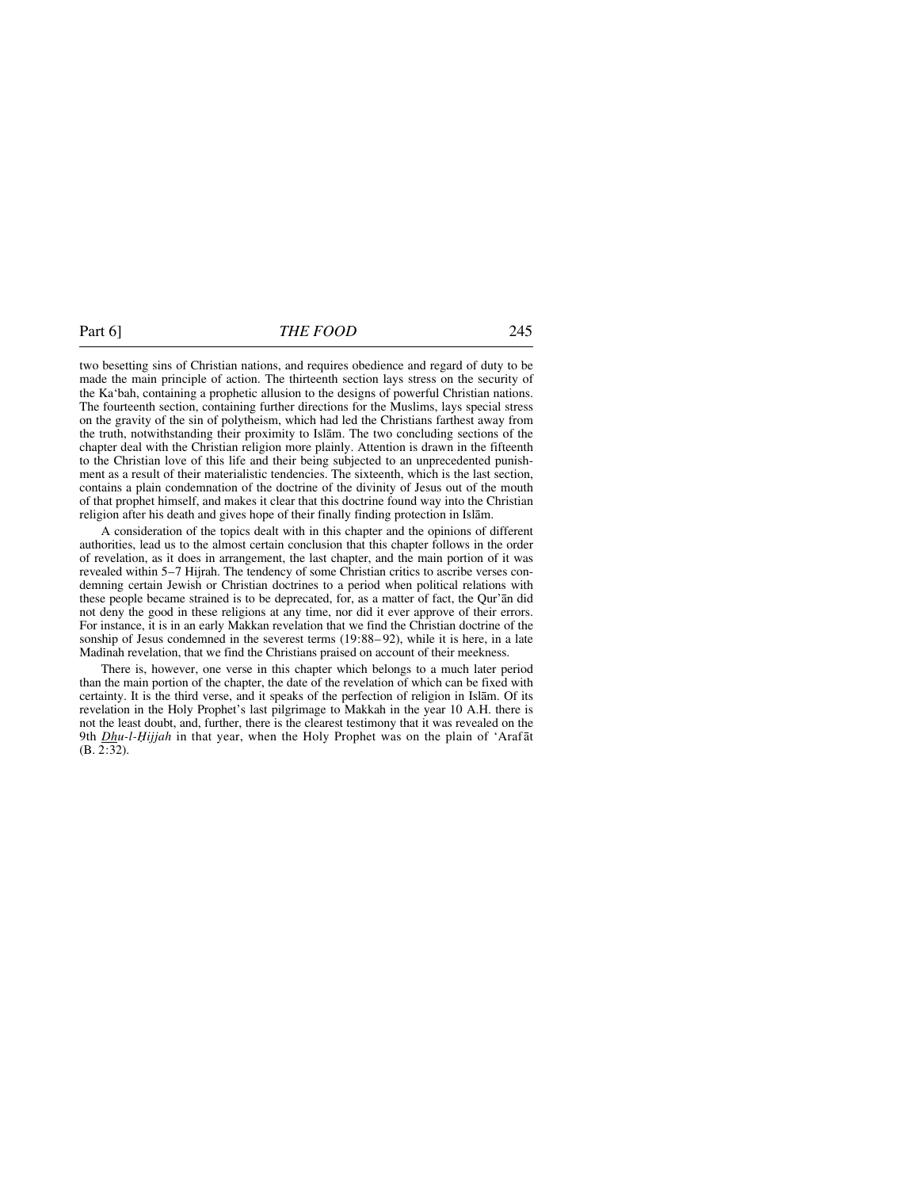two besetting sins of Christian nations, and requires obedience and regard of duty to be made the main principle of action. The thirteenth section lays stress on the security of the Ka'bah, containing a prophetic allusion to the designs of powerful Christian nations. The fourteenth section, containing further directions for the Muslims, lays special stress on the gravity of the sin of polytheism, which had led the Christians farthest away from the truth, notwithstanding their proximity to Islām. The two concluding sections of the chapter deal with the Christian religion more plainly. Attention is drawn in the fifteenth to the Christian love of this life and their being subjected to an unprecedented punishment as a result of their materialistic tendencies. The sixteenth, which is the last section, contains a plain condemnation of the doctrine of the divinity of Jesus out of the mouth of that prophet himself, and makes it clear that this doctrine found way into the Christian religion after his death and gives hope of their finally finding protection in Islām.

A consideration of the topics dealt with in this chapter and the opinions of different authorities, lead us to the almost certain conclusion that this chapter follows in the order of revelation, as it does in arrangement, the last chapter, and the main portion of it was revealed within 5–7 Hijrah. The tendency of some Christian critics to ascribe verses condemning certain Jewish or Christian doctrines to a period when political relations with these people became strained is to be deprecated, for, as a matter of fact, the Qur'ān did not deny the good in these religions at any time, nor did it ever approve of their errors. For instance, it is in an early Makkan revelation that we find the Christian doctrine of the sonship of Jesus condemned in the severest terms (19:88–92), while it is here, in a late Madīnah revelation, that we find the Christians praised on account of their meekness.

There is, however, one verse in this chapter which belongs to a much later period than the main portion of the chapter, the date of the revelation of which can be fixed with certainty. It is the third verse, and it speaks of the perfection of religion in Islām. Of its revelation in the Holy Prophet's last pilgrimage to Makkah in the year 10 A.H. there is not the least doubt, and, further, there is the clearest testimony that it was revealed on the 9th *Dhu-l-Ḥijjah* in that year, when the Holy Prophet was on the plain of 'Arafāt (B. 2:32).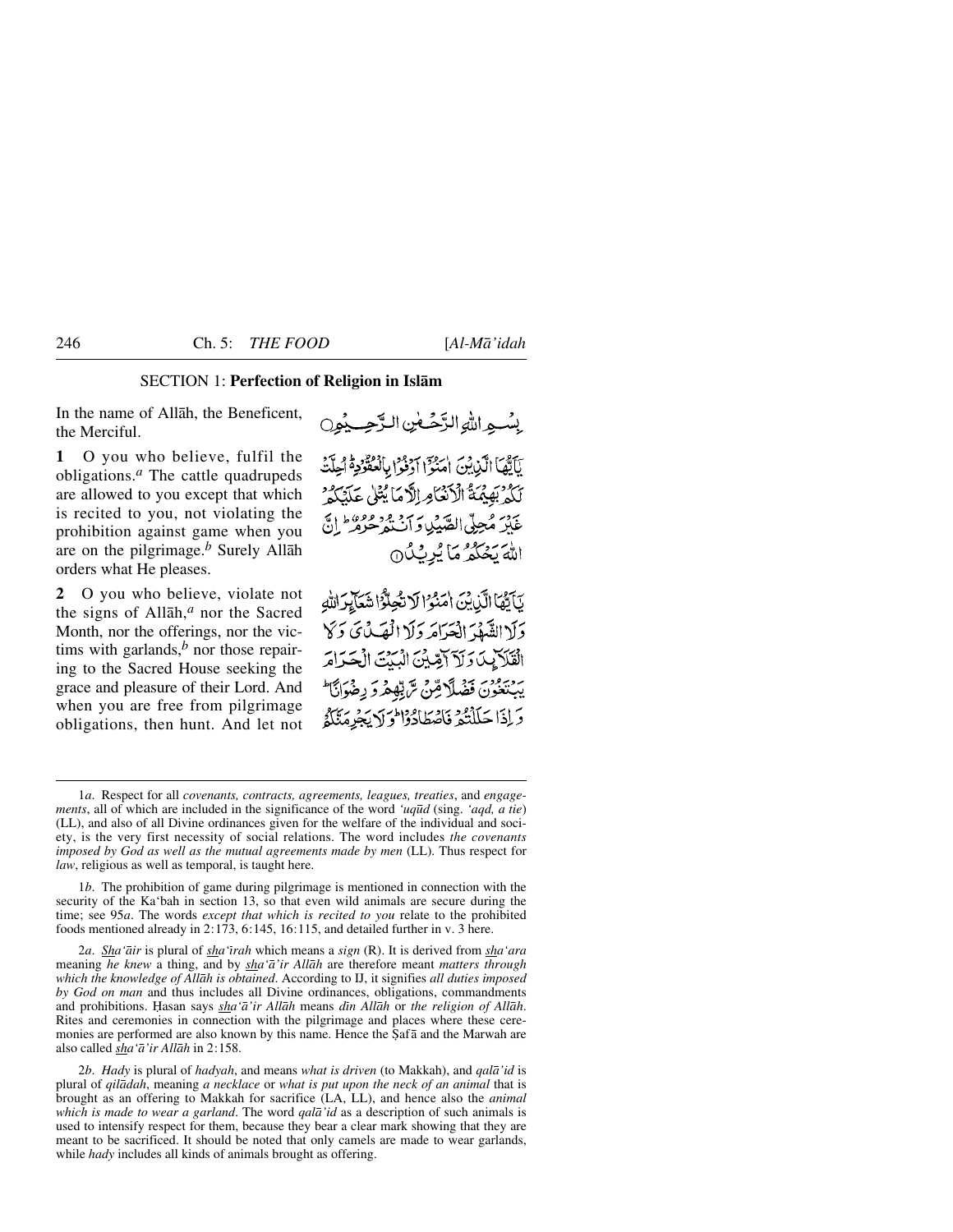## SECTION 1: **Perfection of Religion in Islām**

In the name of Allāh, the Beneficent, the Merciful.

بِسْمِ اللّٰهِ الرَّحْمٰنِ الرَّحِيْمِ

**1** O you who believe, fulfil the obligations.[a] The cattle quadrupeds are allowed to you except that which is recited to you, not violating the prohibition against game when you are on the pilgrimage.[b] Surely Allāh orders what He pleases.

يٰٓاَيُّهَا الَّذِيْنَ اٰمَنُوْٓا اَوْفُوْا بِالْعُقُوْدِ ؕ اُحِلَّتْ لَكُمْ بَهِيْمَةُ الْاَنْعَامِ اِلَّا مَا يُتْلٰى عَلَيْكُمْ غَيْرَ مُحِلِّى الصَّيْدِ وَاَنْتُمْ حُرُمٌ ؕ اِنَّ اللّٰهَ يَحْكُمُ مَا يُرِيْدُ ﴿۱﴾

**2** O you who believe, violate not the signs of Allāh,[a] nor the Sacred Month, nor the offerings, nor the victims with garlands,[b] nor those repairing to the Sacred House seeking the grace and pleasure of their Lord. And when you are free from pilgrimage obligations, then hunt. And let not

يٰٓاَيُّهَا الَّذِيْنَ اٰمَنُوْا لَا تُحِلُّوْا شَعَآئِرَ اللّٰهِ وَلَا الشَّهْرَ الْحَرَامَ وَلَا الْهَدْيَ وَلَا الْقَلَآئِدَ وَلَآ آٰمِّيْنَ الْبَيْتَ الْحَرَامَ يَبْتَغُوْنَ فَضْلًا مِّنْ رَّبِّهِمْ وَرِضْوَانًا ؕ وَاِذَا حَلَلْتُمْ فَاصْطَادُوْا ؕ وَلَا يَجْرِمَنَّكُمْ

---

1*a*. Respect for all *covenants, contracts, agreements, leagues, treaties*, and *engagements*, all of which are included in the significance of the word *'uqūd* (sing. *'aqd, a tie*) (LL), and also of all Divine ordinances given for the welfare of the individual and society, is the very first necessity of social relations. The word includes *the covenants imposed by God as well as the mutual agreements made by men* (LL). Thus respect for *law*, religious as well as temporal, is taught here.

1*b*. The prohibition of game during pilgrimage is mentioned in connection with the security of the Ka'bah in section 13, so that even wild animals are secure during the time; see 95*a*. The words *except that which is recited to you* relate to the prohibited foods mentioned already in 2:173, 6:145, 16:115, and detailed further in v. 3 here.

2*a*. *Sha'āir* is plural of *sha'īrah* which means a *sign* (R). It is derived from *sha'ara* meaning *he knew* a thing, and by *sha'ā'ir Allāh* are therefore meant *matters through which the knowledge of Allāh is obtained*. According to IJ, it signifies *all duties imposed by God on man* and thus includes all Divine ordinances, obligations, commandments and prohibitions. Ḥasan says *sha'ā'ir Allāh* means *dīn Allāh* or *the religion of Allāh*. Rites and ceremonies in connection with the pilgrimage and places where these ceremonies are performed are also known by this name. Hence the Ṣafā and the Marwah are also called *sha'ā'ir Allāh* in 2:158.

2*b*. *Hady* is plural of *hadyah*, and means *what is driven* (to Makkah), and *qalā'id* is plural of *qilādah*, meaning *a necklace* or *what is put upon the neck of an animal* that is brought as an offering to Makkah for sacrifice (LA, LL), and hence also the *animal which is made to wear a garland*. The word *qalā'id* as a description of such animals is used to intensify respect for them, because they bear a clear mark showing that they are meant to be sacrificed. It should be noted that only camels are made to wear garlands, while *hady* includes all kinds of animals brought as offering.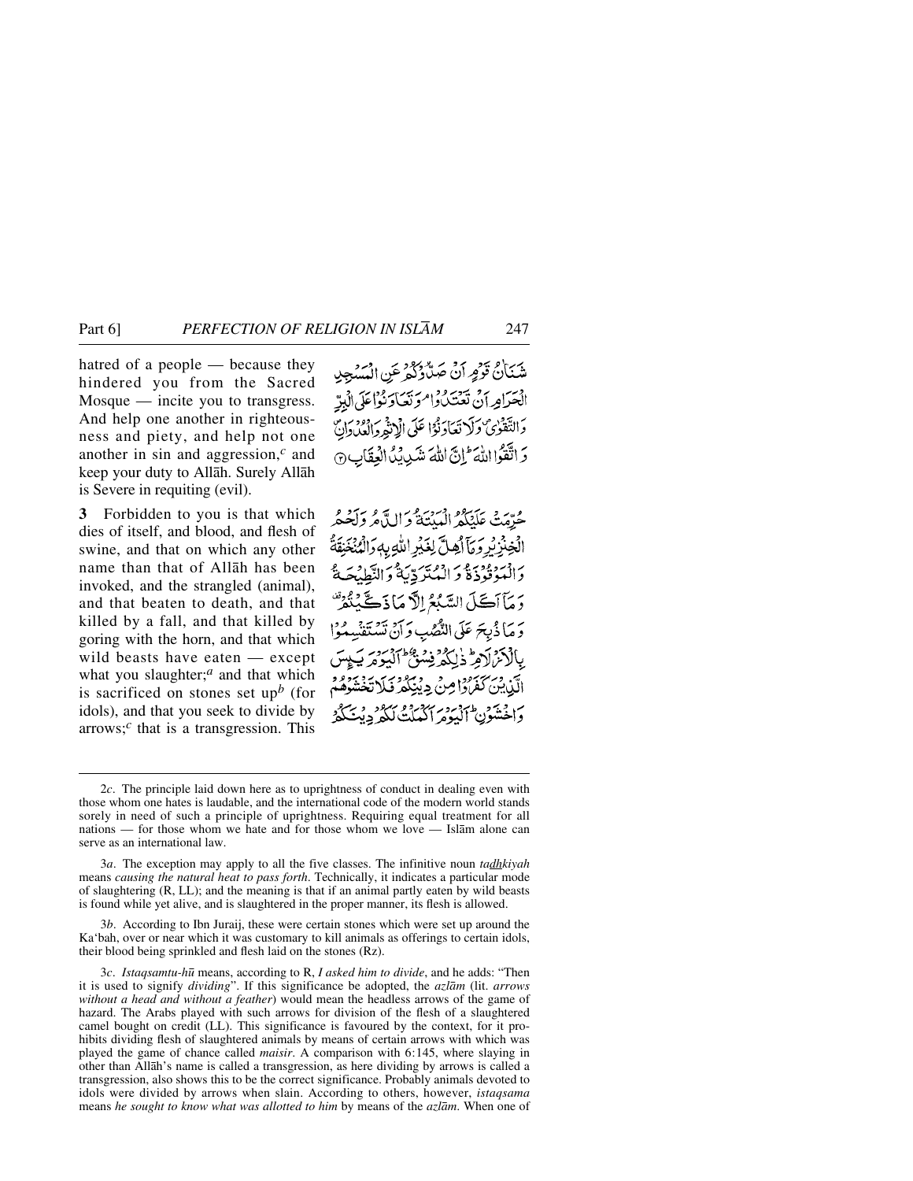hatred of a people — because they hindered you from the Sacred Mosque — incite you to transgress. And help one another in righteousness and piety, and help not one another in sin and aggression,[c] and keep your duty to Allāh. Surely Allāh is Severe in requiting (evil).

شَنَاٰنُ قَوۡمٍ اَنۡ صَدُّوۡکُمۡ عَنِ الۡمَسۡجِدِ الۡحَرَامِ اَنۡ تَعۡتَدُوۡا ۘ وَ تَعَاوَنُوۡا عَلَی الۡبِرِّ وَ التَّقۡوٰی ۪ وَ لَا تَعَاوَنُوۡا عَلَی الۡاِثۡمِ وَ الۡعُدۡوَانِ ۪ وَ اتَّقُوا اللّٰہَ ؕ اِنَّ اللّٰہَ شَدِیۡدُ الۡعِقَابِ ﴿۲﴾

**3** Forbidden to you is that which dies of itself, and blood, and flesh of swine, and that on which any other name than that of Allāh has been invoked, and the strangled (animal), and that beaten to death, and that killed by a fall, and that killed by goring with the horn, and that which wild beasts have eaten — except what you slaughter;[a] and that which is sacrificed on stones set up[b] (for idols), and that you seek to divide by arrows;[c] that is a transgression. This

حُرِّمَتۡ عَلَیۡکُمُ الۡمَیۡتَۃُ وَ الدَّمُ وَ لَحۡمُ الۡخِنۡزِیۡرِ وَ مَاۤ اُہِلَّ لِغَیۡرِ اللّٰہِ بِہٖ وَ الۡمُنۡخَنِقَۃُ وَ الۡمَوۡقُوۡذَۃُ وَ الۡمُتَرَدِّیَۃُ وَ النَّطِیۡحَۃُ وَ مَاۤ اَکَلَ السَّبُعُ اِلَّا مَا ذَکَّیۡتُمۡ ۟ وَ مَا ذُبِحَ عَلَی النُّصُبِ وَ اَنۡ تَسۡتَقۡسِمُوۡا بِالۡاَزۡلَامِ ؕ ذٰلِکُمۡ فِسۡقٌ ؕ اَلۡیَوۡمَ یَئِسَ الَّذِیۡنَ کَفَرُوۡا مِنۡ دِیۡنِکُمۡ فَلَا تَخۡشَوۡہُمۡ وَ اخۡشَوۡنِ ؕ اَلۡیَوۡمَ اَکۡمَلۡتُ لَکُمۡ دِیۡنَکُمۡ

---

2*c*. The principle laid down here as to uprightness of conduct in dealing even with those whom one hates is laudable, and the international code of the modern world stands sorely in need of such a principle of uprightness. Requiring equal treatment for all nations — for those whom we hate and for those whom we love — Islām alone can serve as an international law.

3*a*. The exception may apply to all the five classes. The infinitive noun *tadhkiyah* means *causing the natural heat to pass forth*. Technically, it indicates a particular mode of slaughtering (R, LL); and the meaning is that if an animal partly eaten by wild beasts is found while yet alive, and is slaughtered in the proper manner, its flesh is allowed.

3*b*. According to Ibn Juraij, these were certain stones which were set up around the Ka'bah, over or near which it was customary to kill animals as offerings to certain idols, their blood being sprinkled and flesh laid on the stones (Rz).

3*c*. *Istaqsamtu-hū* means, according to R, *I asked him to divide*, and he adds: "Then it is used to signify *dividing*". If this significance be adopted, the *azlām* (lit. *arrows without a head and without a feather*) would mean the headless arrows of the game of hazard. The Arabs played with such arrows for division of the flesh of a slaughtered camel bought on credit (LL). This significance is favoured by the context, for it prohibits dividing flesh of slaughtered animals by means of certain arrows with which was played the game of chance called *maisir*. A comparison with 6:145, where slaying in other than Allāh's name is called a transgression, as here dividing by arrows is called a transgression, also shows this to be the correct significance. Probably animals devoted to idols were divided by arrows when slain. According to others, however, *istaqsama* means *he sought to know what was allotted to him* by means of the *azlām*. When one of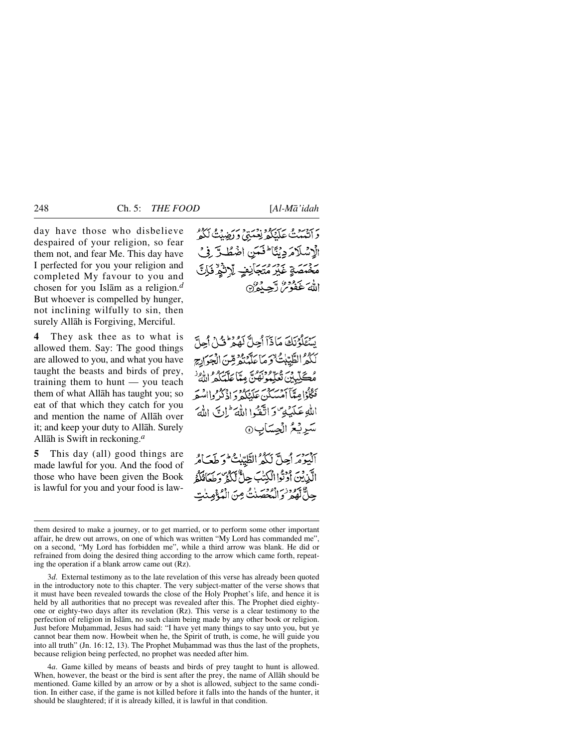day have those who disbelieve despaired of your religion, so fear them not, and fear Me. This day have I perfected for you your religion and completed My favour to you and chosen for you Islām as a religion.[d] But whoever is compelled by hunger, not inclining wilfully to sin, then surely Allāh is Forgiving, Merciful.

وَ اَتۡمَمۡتُ عَلَیۡکُمۡ نِعۡمَتِیۡ وَ رَضِیۡتُ لَکُمُ الۡاِسۡلَامَ دِیۡنًا ؕ فَمَنِ اضۡطُرَّ فِیۡ مَخۡمَصَۃٍ غَیۡرَ مُتَجَانِفٍ لِّاِثۡمٍ ۙ فَاِنَّ اللّٰہَ غَفُوۡرٌ رَّحِیۡمٌ ﴿۳﴾

**4** They ask thee as to what is allowed them. Say: The good things are allowed to you, and what you have taught the beasts and birds of prey, training them to hunt — you teach them of what Allāh has taught you; so eat of that which they catch for you and mention the name of Allāh over it; and keep your duty to Allāh. Surely Allāh is Swift in reckoning.[a]

یَسۡـَٔلُوۡنَکَ مَاذَاۤ اُحِلَّ لَہُمۡ ؕ قُلۡ اُحِلَّ لَکُمُ الطَّیِّبٰتُ ۙ وَ مَا عَلَّمۡتُمۡ مِّنَ الۡجَوَارِحِ مُکَلِّبِیۡنَ تُعَلِّمُوۡنَہُنَّ مِمَّا عَلَّمَکُمُ اللّٰہُ ۫ فَکُلُوۡا مِمَّاۤ اَمۡسَکۡنَ عَلَیۡکُمۡ وَ اذۡکُرُوا اسۡمَ اللّٰہِ عَلَیۡہِ ۪ وَ اتَّقُوا اللّٰہَ ؕ اِنَّ اللّٰہَ سَرِیۡعُ الۡحِسَابِ ﴿۴﴾

**5** This day (all) good things are made lawful for you. And the food of those who have been given the Book is lawful for you and your food is law-

اَلۡیَوۡمَ اُحِلَّ لَکُمُ الطَّیِّبٰتُ ؕ وَ طَعَامُ الَّذِیۡنَ اُوۡتُوا الۡکِتٰبَ حِلٌّ لَّکُمۡ ۪ وَ طَعَامُکُمۡ حِلٌّ لَّہُمۡ ۫ وَ الۡمُحۡصَنٰتُ مِنَ الۡمُؤۡمِنٰتِ

---

them desired to make a journey, or to get married, or to perform some other important affair, he drew out arrows, on one of which was written "My Lord has commanded me", on a second, "My Lord has forbidden me", while a third arrow was blank. He did or refrained from doing the desired thing according to the arrow which came forth, repeating the operation if a blank arrow came out (Rz).

3*d*. External testimony as to the late revelation of this verse has already been quoted in the introductory note to this chapter. The very subject-matter of the verse shows that it must have been revealed towards the close of the Holy Prophet's life, and hence it is held by all authorities that no precept was revealed after this. The Prophet died eighty-one or eighty-two days after its revelation (Rz). This verse is a clear testimony to the perfection of religion in Islām, no such claim being made by any other book or religion. Just before Muḥammad, Jesus had said: "I have yet many things to say unto you, but ye cannot bear them now. Howbeit when he, the Spirit of truth, is come, he will guide you into all truth" (Jn. 16:12, 13). The Prophet Muḥammad was thus the last of the prophets, because religion being perfected, no prophet was needed after him.

4*a*. Game killed by means of beasts and birds of prey taught to hunt is allowed. When, however, the beast or the bird is sent after the prey, the name of Allāh should be mentioned. Game killed by an arrow or by a shot is allowed, subject to the same condition. In either case, if the game is not killed before it falls into the hands of the hunter, it should be slaughtered; if it is already killed, it is lawful in that condition.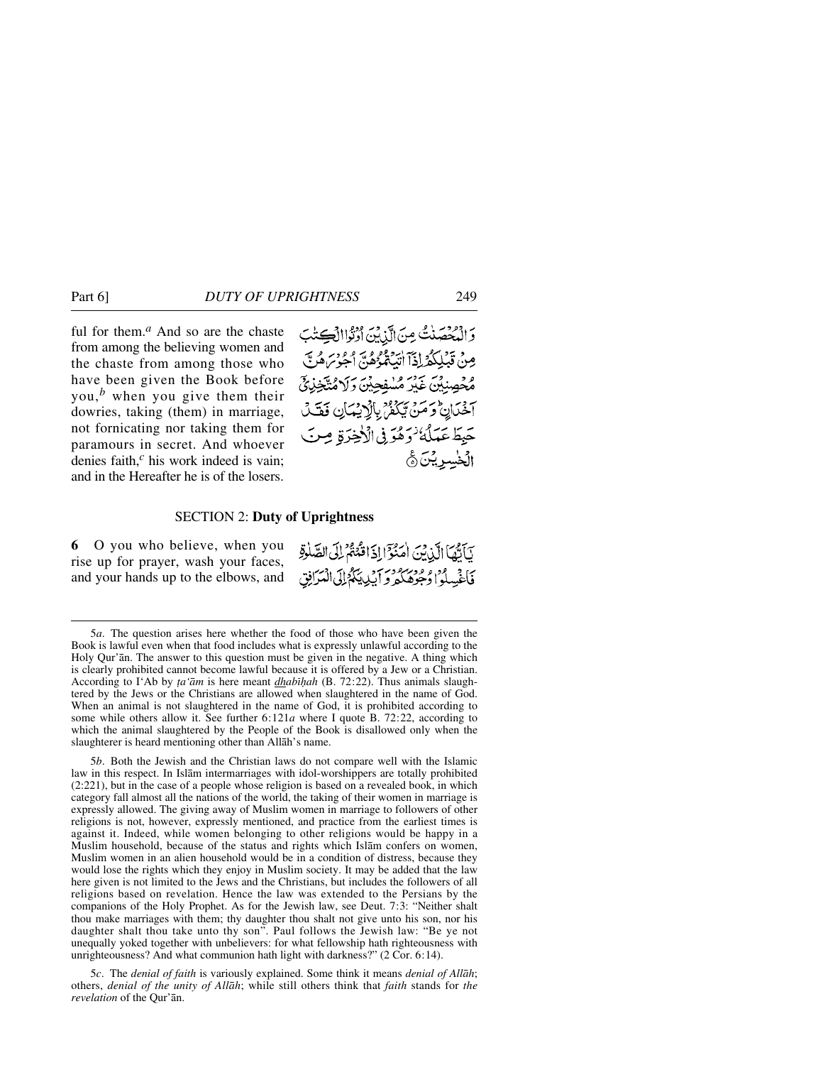ful for them.[a] And so are the chaste from among the believing women and the chaste from among those who have been given the Book before you,[b] when you give them their dowries, taking (them) in marriage, not fornicating nor taking them for paramours in secret. And whoever denies faith,[c] his work indeed is vain; and in the Hereafter he is of the losers.

وَالْمُحْصَنٰتُ مِنَ الَّذِيْنَ اُوْتُوا الْكِتٰبَ مِنْ قَبْلِكُمْ اِذَآ اٰتَيْتُمُوْهُنَّ اُجُوْرَهُنَّ مُحْصِنِيْنَ غَيْرَ مُسٰفِحِيْنَ وَلَا مُتَّخِذِيْٓ اَخْدَانٍ ؕ وَمَنْ يَّكْفُرْ بِالْاِيْمَانِ فَقَدْ حَبِطَ عَمَلُهٗ ۡ وَهُوَ فِى الْاٰخِرَةِ مِنَ الْخٰسِرِيْنَ ۟

## SECTION 2: **Duty of Uprightness**

**6** O you who believe, when you rise up for prayer, wash your faces, and your hands up to the elbows, and

يٰٓاَيُّهَا الَّذِيْنَ اٰمَنُوْٓا اِذَا قُمْتُمْ اِلَى الصَّلٰوةِ فَاغْسِلُوْا وُجُوْهَكُمْ وَاَيْدِيَكُمْ اِلَى الْمَرَافِقِ

---

5*a*. The question arises here whether the food of those who have been given the Book is lawful even when that food includes what is expressly unlawful according to the Holy Qur'ān. The answer to this question must be given in the negative. A thing which is clearly prohibited cannot become lawful because it is offered by a Jew or a Christian. According to I'Ab by *ṭa'ām* is here meant *dhabīḥah* (B. 72:22). Thus animals slaughtered by the Jews or the Christians are allowed when slaughtered in the name of God. When an animal is not slaughtered in the name of God, it is prohibited according to some while others allow it. See further 6:121*a* where I quote B. 72:22, according to which the animal slaughtered by the People of the Book is disallowed only when the slaughterer is heard mentioning other than Allāh's name.

5*b*. Both the Jewish and the Christian laws do not compare well with the Islamic law in this respect. In Islām intermarriages with idol-worshippers are totally prohibited (2:221), but in the case of a people whose religion is based on a revealed book, in which category fall almost all the nations of the world, the taking of their women in marriage is expressly allowed. The giving away of Muslim women in marriage to followers of other religions is not, however, expressly mentioned, and practice from the earliest times is against it. Indeed, while women belonging to other religions would be happy in a Muslim household, because of the status and rights which Islām confers on women, Muslim women in an alien household would be in a condition of distress, because they would lose the rights which they enjoy in Muslim society. It may be added that the law here given is not limited to the Jews and the Christians, but includes the followers of all religions based on revelation. Hence the law was extended to the Persians by the companions of the Holy Prophet. As for the Jewish law, see Deut. 7:3: "Neither shalt thou make marriages with them; thy daughter thou shalt not give unto his son, nor his daughter shalt thou take unto thy son". Paul follows the Jewish law: "Be ye not unequally yoked together with unbelievers: for what fellowship hath righteousness with unrighteousness? And what communion hath light with darkness?" (2 Cor. 6:14).

5*c*. The *denial of faith* is variously explained. Some think it means *denial of Allāh*; others, *denial of the unity of Allāh*; while still others think that *faith* stands for *the revelation* of the Qur'ān.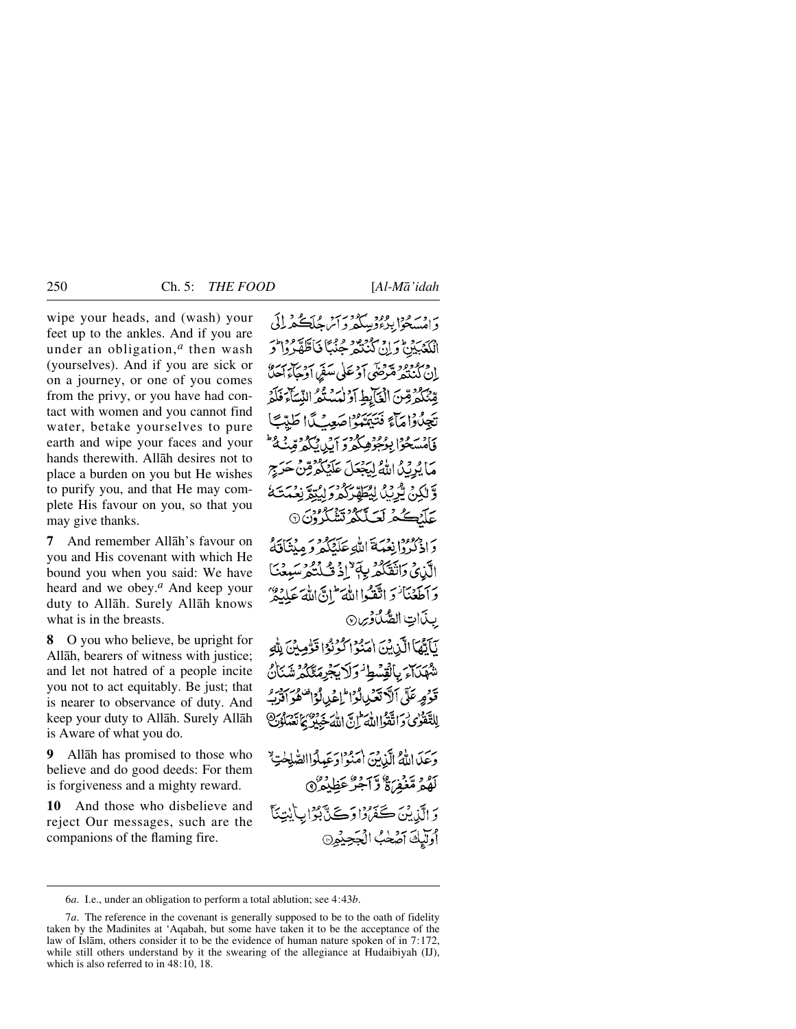wipe your heads, and (wash) your feet up to the ankles. And if you are under an obligation,[a] then wash (yourselves). And if you are sick or on a journey, or one of you comes from the privy, or you have had contact with women and you cannot find water, betake yourselves to pure earth and wipe your faces and your hands therewith. Allāh desires not to place a burden on you but He wishes to purify you, and that He may complete His favour on you, so that you may give thanks.

وَامْسَحُوْا بِرُءُوْسِكُمْ وَاَرْجُلَكُمْ اِلَى الْكَعْبَيْنِ ؕ وَاِنْ كُنْتُمْ جُنُبًا فَاطَّهَّرُوْا ؕ وَاِنْ كُنْتُمْ مَّرْضٰۤى اَوْ عَلٰى سَفَرٍ اَوْ جَآءَ اَحَدٌ مِّنْكُمْ مِّنَ الْغَآئِطِ اَوْ لٰمَسْتُمُ النِّسَآءَ فَلَمْ تَجِدُوْا مَآءً فَتَيَمَّمُوْا صَعِيْدًا طَيِّبًا فَامْسَحُوْا بِوُجُوْهِكُمْ وَاَيْدِيْكُمْ مِّنْهُ ؕ مَا يُرِيْدُ اللّٰهُ لِيَجْعَلَ عَلَيْكُمْ مِّنْ حَرَجٍ وَّلٰكِنْ يُّرِيْدُ لِيُطَهِّرَكُمْ وَلِيُتِمَّ نِعْمَتَهٗ عَلَيْكُمْ لَعَلَّكُمْ تَشْكُرُوْنَ ۝

**7** And remember Allāh's favour on you and His covenant with which He bound you when you said: We have heard and we obey.[a] And keep your duty to Allāh. Surely Allāh knows what is in the breasts.

وَاذْكُرُوْا نِعْمَةَ اللّٰهِ عَلَيْكُمْ وَمِيْثَاقَهُ الَّذِيْ وَاثَقَكُمْ بِهٖۤ ۙ اِذْ قُلْتُمْ سَمِعْنَا وَاَطَعْنَا ۫ وَاتَّقُوا اللّٰهَ ؕ اِنَّ اللّٰهَ عَلِيْمٌۢ بِذَاتِ الصُّدُوْرِ ۝

**8** O you who believe, be upright for Allāh, bearers of witness with justice; and let not hatred of a people incite you not to act equitably. Be just; that is nearer to observance of duty. And keep your duty to Allāh. Surely Allāh is Aware of what you do.

يٰۤاَيُّهَا الَّذِيْنَ اٰمَنُوْا كُوْنُوْا قَوّٰمِيْنَ لِلّٰهِ شُهَدَآءَ بِالْقِسْطِ ۫ وَلَا يَجْرِمَنَّكُمْ شَنَاٰنُ قَوْمٍ عَلٰۤى اَلَّا تَعْدِلُوْا ؕ اِعْدِلُوْا ۫ هُوَ اَقْرَبُ لِلتَّقْوٰى ۫ وَاتَّقُوا اللّٰهَ ؕ اِنَّ اللّٰهَ خَبِيْرٌۢ بِمَا تَعْمَلُوْنَ ۝

**9** Allāh has promised to those who believe and do good deeds: For them is forgiveness and a mighty reward.

وَعَدَ اللّٰهُ الَّذِيْنَ اٰمَنُوْا وَعَمِلُوا الصّٰلِحٰتِ ۙ لَهُمْ مَّغْفِرَةٌ وَّاَجْرٌ عَظِيْمٌ ۝

**10** And those who disbelieve and reject Our messages, such are the companions of the flaming fire.

وَالَّذِيْنَ كَفَرُوْا وَكَذَّبُوْا بِاٰيٰتِنَاۤ اُولٰٓئِكَ اَصْحٰبُ الْجَحِيْمِ ۝

---

6*a*. I.e., under an obligation to perform a total ablution; see 4:43*b*.

7*a*. The reference in the covenant is generally supposed to be to the oath of fidelity taken by the Madinites at 'Aqabah, but some have taken it to be the acceptance of the law of Islām, others consider it to be the evidence of human nature spoken of in 7:172, while still others understand by it the swearing of the allegiance at Hudaibiyah (IJ), which is also referred to in 48:10, 18.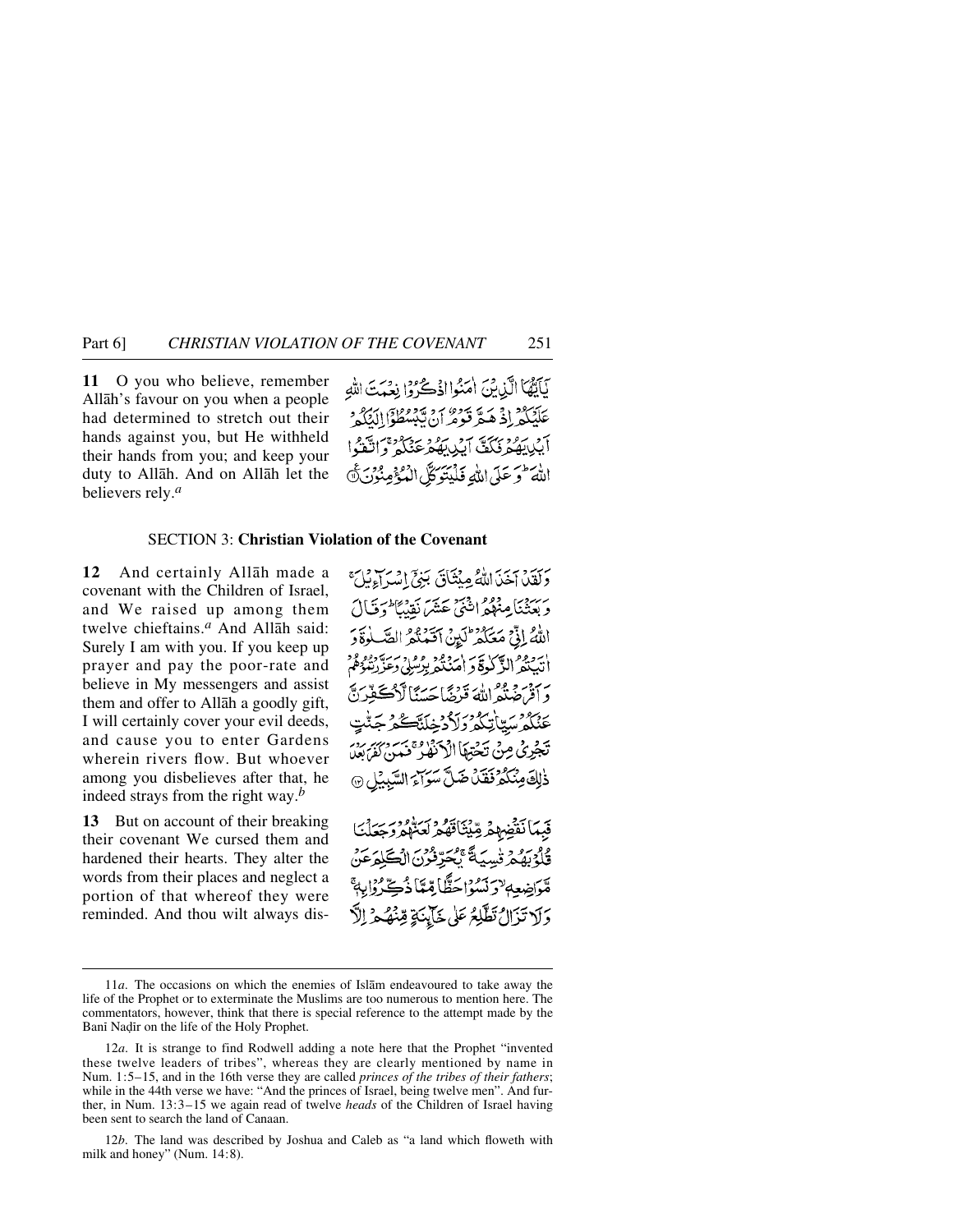**11** O you who believe, remember Allāh's favour on you when a people had determined to stretch out their hands against you, but He withheld their hands from you; and keep your duty to Allāh. And on Allāh let the believers rely.[a]

يَاأَيُّهَا الَّذِينَ آمَنُوا اذْكُرُوا نِعْمَتَ اللَّهِ عَلَيْكُمْ إِذْ هَمَّ قَوْمٌ أَنْ يَبْسُطُوا إِلَيْكُمْ أَيْدِيَهُمْ فَكَفَّ أَيْدِيَهُمْ عَنْكُمْ وَاتَّقُوا اللَّهَ وَعَلَى اللَّهِ فَلْيَتَوَكَّلِ الْمُؤْمِنُونَ ۝١١

## SECTION 3: Christian Violation of the Covenant

**12** And certainly Allāh made a covenant with the Children of Israel, and We raised up among them twelve chieftains.[a] And Allāh said: Surely I am with you. If you keep up prayer and pay the poor-rate and believe in My messengers and assist them and offer to Allāh a goodly gift, I will certainly cover your evil deeds, and cause you to enter Gardens wherein rivers flow. But whoever among you disbelieves after that, he indeed strays from the right way.[b]

وَلَقَدْ أَخَذَ اللَّهُ مِيثَاقَ بَنِي إِسْرَائِيلَ وَبَعَثْنَا مِنْهُمُ اثْنَيْ عَشَرَ نَقِيبًا وَقَالَ اللَّهُ إِنِّي مَعَكُمْ لَئِنْ أَقَمْتُمُ الصَّلَاةَ وَآتَيْتُمُ الزَّكَاةَ وَآمَنْتُمْ بِرُسُلِي وَعَزَّرْتُمُوهُمْ وَأَقْرَضْتُمُ اللَّهَ قَرْضًا حَسَنًا لَأُكَفِّرَنَّ عَنْكُمْ سَيِّئَاتِكُمْ وَلَأُدْخِلَنَّكُمْ جَنَّاتٍ تَجْرِي مِنْ تَحْتِهَا الْأَنْهَارُ فَمَنْ كَفَرَ بَعْدَ ذَٰلِكَ مِنْكُمْ فَقَدْ ضَلَّ سَوَاءَ السَّبِيلِ ۝١٢

**13** But on account of their breaking their covenant We cursed them and hardened their hearts. They alter the words from their places and neglect a portion of that whereof they were reminded. And thou wilt always dis-

فَبِمَا نَقْضِهِمْ مِيثَاقَهُمْ لَعَنَّاهُمْ وَجَعَلْنَا قُلُوبَهُمْ قَاسِيَةً يُحَرِّفُونَ الْكَلِمَ عَنْ مَوَاضِعِهِ وَنَسُوا حَظًّا مِمَّا ذُكِّرُوا بِهِ وَلَا تَزَالُ تَطَّلِعُ عَلَىٰ خَائِنَةٍ مِنْهُمْ إِلَّا

---

11*a*. The occasions on which the enemies of Islām endeavoured to take away the life of the Prophet or to exterminate the Muslims are too numerous to mention here. The commentators, however, think that there is special reference to the attempt made by the Banī Naḍīr on the life of the Holy Prophet.

12*a*. It is strange to find Rodwell adding a note here that the Prophet "invented these twelve leaders of tribes", whereas they are clearly mentioned by name in Num. 1:5–15, and in the 16th verse they are called *princes of the tribes of their fathers*; while in the 44th verse we have: "And the princes of Israel, being twelve men". And further, in Num. 13:3–15 we again read of twelve *heads* of the Children of Israel having been sent to search the land of Canaan.

12*b*. The land was described by Joshua and Caleb as "a land which floweth with milk and honey" (Num. 14:8).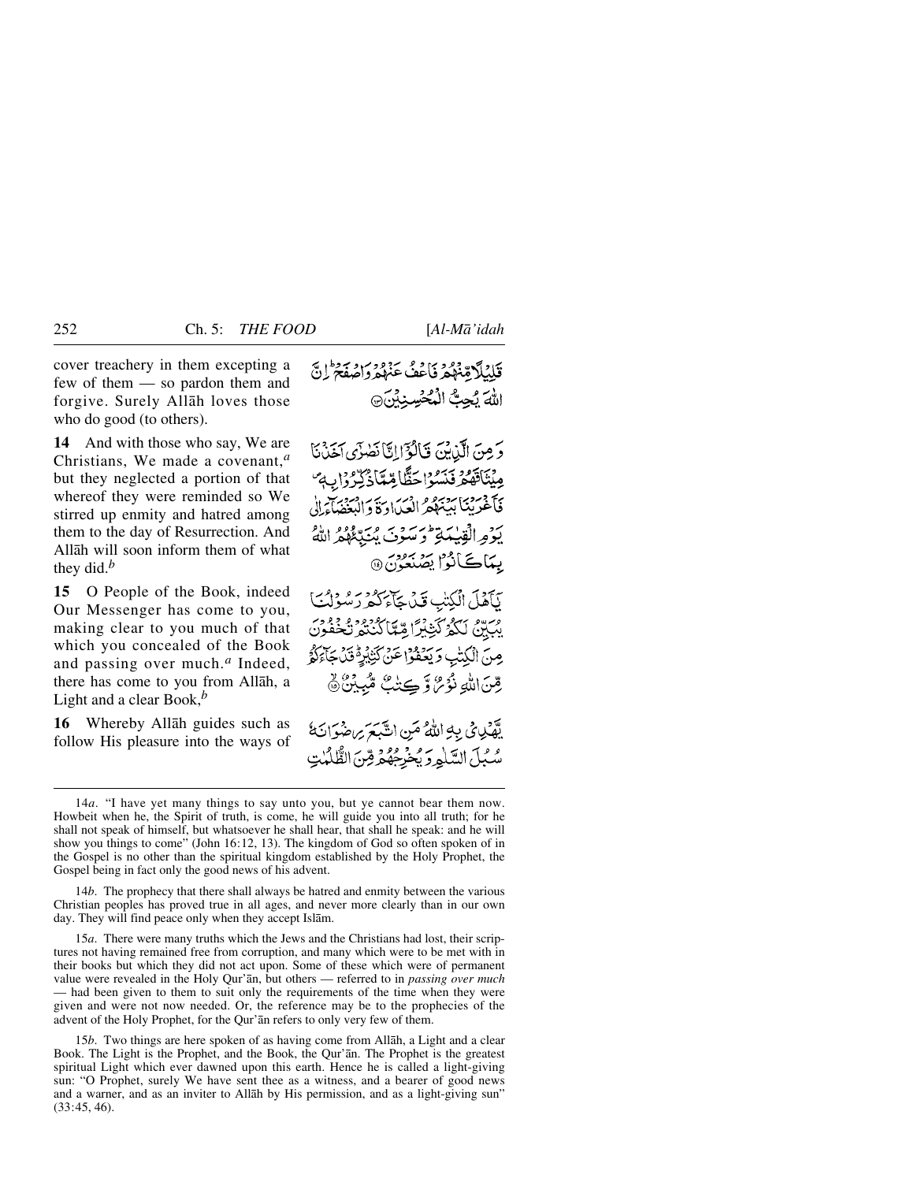cover treachery in them excepting a few of them — so pardon them and forgive. Surely Allāh loves those who do good (to others).

قَلِيْلًا مِّنْهُمْ فَاعْفُ عَنْهُمْ وَاصْفَحْ ۚ إِنَّ اللّٰهَ يُحِبُّ الْمُحْسِنِيْنَ ﴿۱۳﴾

**14** And with those who say, We are Christians, We made a covenant,[a] but they neglected a portion of that whereof they were reminded so We stirred up enmity and hatred among them to the day of Resurrection. And Allāh will soon inform them of what they did.[b]

وَمِنَ الَّذِيْنَ قَالُوْٓا إِنَّا نَصٰرٰٓى أَخَذْنَا مِيْثَاقَهُمْ فَنَسُوْا حَظًّا مِّمَّا ذُكِّرُوْا بِهٖ ۪ فَأَغْرَيْنَا بَيْنَهُمُ الْعَدَاوَةَ وَالْبَغْضَآءَ إِلٰى يَوْمِ الْقِيٰمَةِ ۭ وَسَوْفَ يُنَبِّئُهُمُ اللّٰهُ بِمَا كَانُوْا يَصْنَعُوْنَ ﴿۱۴﴾

**15** O People of the Book, indeed Our Messenger has come to you, making clear to you much of that which you concealed of the Book and passing over much.[a] Indeed, there has come to you from Allāh, a Light and a clear Book,[b]

يٰٓأَهْلَ الْكِتٰبِ قَدْ جَآءَكُمْ رَسُوْلُنَا يُبَيِّنُ لَكُمْ كَثِيْرًا مِّمَّا كُنْتُمْ تُخْفُوْنَ مِنَ الْكِتٰبِ وَيَعْفُوْا عَنْ كَثِيْرٍ ۬ قَدْ جَآءَكُمْ مِّنَ اللّٰهِ نُوْرٌ وَّكِتٰبٌ مُّبِيْنٌ ﴿۱۵﴾

**16** Whereby Allāh guides such as follow His pleasure into the ways of

يَّهْدِيْ بِهِ اللّٰهُ مَنِ اتَّبَعَ رِضْوَانَهٗ سُبُلَ السَّلٰمِ وَيُخْرِجُهُمْ مِّنَ الظُّلُمٰتِ

---

14*a*. "I have yet many things to say unto you, but ye cannot bear them now. Howbeit when he, the Spirit of truth, is come, he will guide you into all truth; for he shall not speak of himself, but whatsoever he shall hear, that shall he speak: and he will show you things to come" (John 16:12, 13). The kingdom of God so often spoken of in the Gospel is no other than the spiritual kingdom established by the Holy Prophet, the Gospel being in fact only the good news of his advent.

14*b*. The prophecy that there shall always be hatred and enmity between the various Christian peoples has proved true in all ages, and never more clearly than in our own day. They will find peace only when they accept Islām.

15*a*. There were many truths which the Jews and the Christians had lost, their scriptures not having remained free from corruption, and many which were to be met with in their books but which they did not act upon. Some of these which were of permanent value were revealed in the Holy Qur'ān, but others — referred to in *passing over much* — had been given to them to suit only the requirements of the time when they were given and were not now needed. Or, the reference may be to the prophecies of the advent of the Holy Prophet, for the Qur'ān refers to only very few of them.

15*b*. Two things are here spoken of as having come from Allāh, a Light and a clear Book. The Light is the Prophet, and the Book, the Qur'ān. The Prophet is the greatest spiritual Light which ever dawned upon this earth. Hence he is called a light-giving sun: "O Prophet, surely We have sent thee as a witness, and a bearer of good news and a warner, and as an inviter to Allāh by His permission, and as a light-giving sun" (33:45, 46).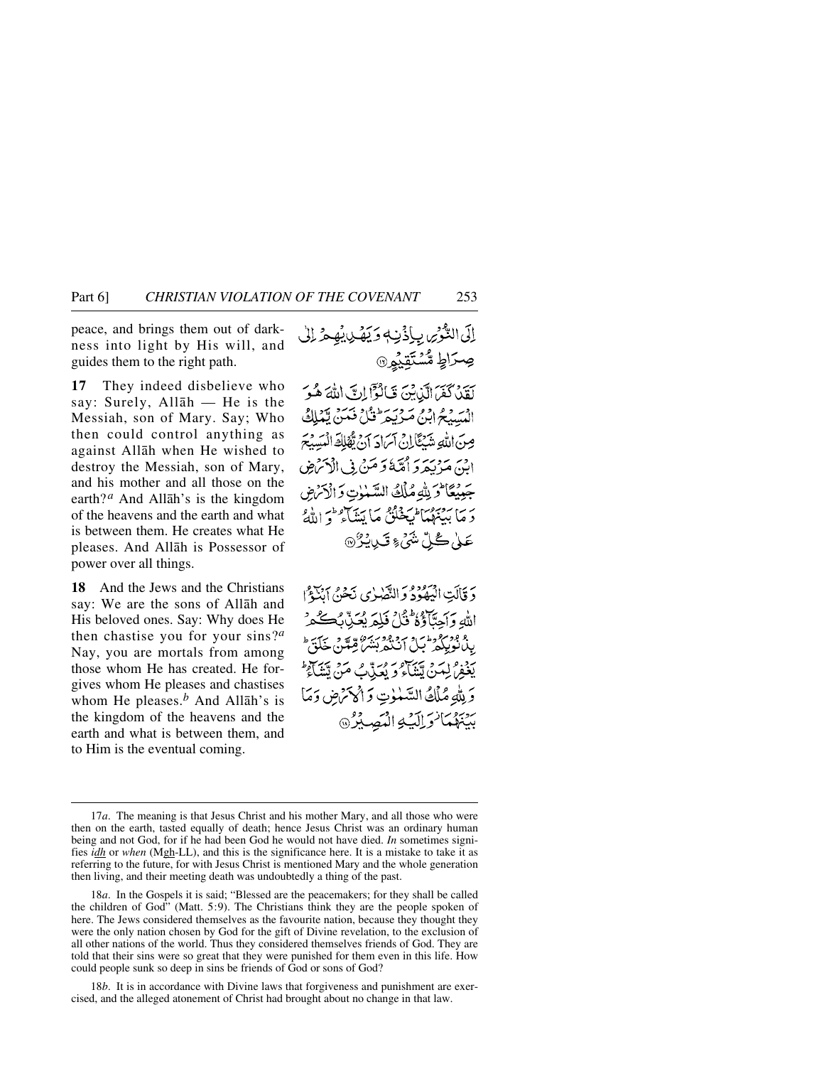peace, and brings them out of darkness into light by His will, and guides them to the right path.

إِلَى النُّورِ بِإِذْنِهِ وَيَهْدِيهِمْ إِلَىٰ صِرَاطٍ مُّسْتَقِيمٍ ﴿١٦﴾

**17** They indeed disbelieve who say: Surely, Allāh — He is the Messiah, son of Mary. Say; Who then could control anything as against Allāh when He wished to destroy the Messiah, son of Mary, and his mother and all those on the earth?[a] And Allāh's is the kingdom of the heavens and the earth and what is between them. He creates what He pleases. And Allāh is Possessor of power over all things.

لَقَدْ كَفَرَ الَّذِينَ قَالُوا إِنَّ اللَّهَ هُوَ الْمَسِيحُ ابْنُ مَرْيَمَ ۚ قُلْ فَمَن يَمْلِكُ مِنَ اللَّهِ شَيْئًا إِنْ أَرَادَ أَن يُهْلِكَ الْمَسِيحَ ابْنَ مَرْيَمَ وَأُمَّهُ وَمَن فِي الْأَرْضِ جَمِيعًا ۗ وَلِلَّهِ مُلْكُ السَّمَاوَاتِ وَالْأَرْضِ وَمَا بَيْنَهُمَا ۚ يَخْلُقُ مَا يَشَاءُ ۚ وَاللَّهُ عَلَىٰ كُلِّ شَيْءٍ قَدِيرٌ ﴿١٧﴾

**18** And the Jews and the Christians say: We are the sons of Allāh and His beloved ones. Say: Why does He then chastise you for your sins?[a] Nay, you are mortals from among those whom He has created. He forgives whom He pleases and chastises whom He pleases.[b] And Allāh's is the kingdom of the heavens and the earth and what is between them, and to Him is the eventual coming.

وَقَالَتِ الْيَهُودُ وَالنَّصَارَىٰ نَحْنُ أَبْنَاءُ اللَّهِ وَأَحِبَّاؤُهُ ۚ قُلْ فَلِمَ يُعَذِّبُكُم بِذُنُوبِكُم ۖ بَلْ أَنتُم بَشَرٌ مِّمَّنْ خَلَقَ ۚ يَغْفِرُ لِمَن يَشَاءُ وَيُعَذِّبُ مَن يَشَاءُ ۚ وَلِلَّهِ مُلْكُ السَّمَاوَاتِ وَالْأَرْضِ وَمَا بَيْنَهُمَا ۖ وَإِلَيْهِ الْمَصِيرُ ﴿١٨﴾

---

17*a*. The meaning is that Jesus Christ and his mother Mary, and all those who were then on the earth, tasted equally of death; hence Jesus Christ was an ordinary human being and not God, for if he had been God he would not have died. *In* sometimes signifies *idh* or *when* (Mgh-LL), and this is the significance here. It is a mistake to take it as referring to the future, for with Jesus Christ is mentioned Mary and the whole generation then living, and their meeting death was undoubtedly a thing of the past.

18*a*. In the Gospels it is said; "Blessed are the peacemakers; for they shall be called the children of God" (Matt. 5:9). The Christians think they are the people spoken of here. The Jews considered themselves as the favourite nation, because they thought they were the only nation chosen by God for the gift of Divine revelation, to the exclusion of all other nations of the world. Thus they considered themselves friends of God. They are told that their sins were so great that they were punished for them even in this life. How could people sunk so deep in sins be friends of God or sons of God?

18*b*. It is in accordance with Divine laws that forgiveness and punishment are exercised, and the alleged atonement of Christ had brought about no change in that law.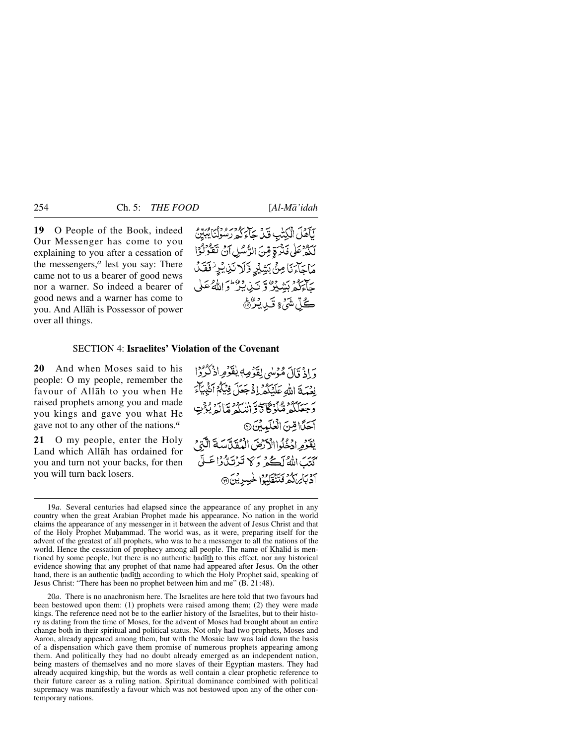**19** O People of the Book, indeed Our Messenger has come to you explaining to you after a cessation of the messengers,[a] lest you say: There came not to us a bearer of good news nor a warner. So indeed a bearer of good news and a warner has come to you. And Allāh is Possessor of power over all things.

يَٰٓأَهۡلَ ٱلۡكِتَٰبِ قَدۡ جَآءَكُمۡ رَسُولُنَا يُبَيِّنُ لَكُمۡ عَلَىٰ فَتۡرَةٖ مِّنَ ٱلرُّسُلِ أَن تَقُولُواْ مَا جَآءَنَا مِنۢ بَشِيرٖ وَلَا نَذِيرٖۖ فَقَدۡ جَآءَكُم بَشِيرٞ وَنَذِيرٞۗ وَٱللَّهُ عَلَىٰ كُلِّ شَيۡءٖ قَدِيرٞ ١٩

## SECTION 4: Israelites' Violation of the Covenant

**20** And when Moses said to his people: O my people, remember the favour of Allāh to you when He raised prophets among you and made you kings and gave you what He gave not to any other of the nations.[a]

وَإِذۡ قَالَ مُوسَىٰ لِقَوۡمِهِۦ يَٰقَوۡمِ ٱذۡكُرُواْ نِعۡمَةَ ٱللَّهِ عَلَيۡكُمۡ إِذۡ جَعَلَ فِيكُمۡ أَنۢبِيَآءَ وَجَعَلَكُم مُّلُوكٗا وَءَاتَىٰكُم مَّا لَمۡ يُؤۡتِ أَحَدٗا مِّنَ ٱلۡعَٰلَمِينَ ٢٠

**21** O my people, enter the Holy Land which Allāh has ordained for you and turn not your backs, for then you will turn back losers.

يَٰقَوۡمِ ٱدۡخُلُواْ ٱلۡأَرۡضَ ٱلۡمُقَدَّسَةَ ٱلَّتِي كَتَبَ ٱللَّهُ لَكُمۡ وَلَا تَرۡتَدُّواْ عَلَىٰٓ أَدۡبَارِكُمۡ فَتَنقَلِبُواْ خَٰسِرِينَ ٢١

---

19*a*. Several centuries had elapsed since the appearance of any prophet in any country when the great Arabian Prophet made his appearance. No nation in the world claims the appearance of any messenger in it between the advent of Jesus Christ and that of the Holy Prophet Muḥammad. The world was, as it were, preparing itself for the advent of the greatest of all prophets, who was to be a messenger to all the nations of the world. Hence the cessation of prophecy among all people. The name of Khālid is mentioned by some people, but there is no authentic ḥadīth to this effect, nor any historical evidence showing that any prophet of that name had appeared after Jesus. On the other hand, there is an authentic ḥadīth according to which the Holy Prophet said, speaking of Jesus Christ: "There has been no prophet between him and me" (B. 21:48).

20*a*. There is no anachronism here. The Israelites are here told that two favours had been bestowed upon them: (1) prophets were raised among them; (2) they were made kings. The reference need not be to the earlier history of the Israelites, but to their history as dating from the time of Moses, for the advent of Moses had brought about an entire change both in their spiritual and political status. Not only had two prophets, Moses and Aaron, already appeared among them, but with the Mosaic law was laid down the basis of a dispensation which gave them promise of numerous prophets appearing among them. And politically they had no doubt already emerged as an independent nation, being masters of themselves and no more slaves of their Egyptian masters. They had already acquired kingship, but the words as well contain a clear prophetic reference to their future career as a ruling nation. Spiritual dominance combined with political supremacy was manifestly a favour which was not bestowed upon any of the other contemporary nations.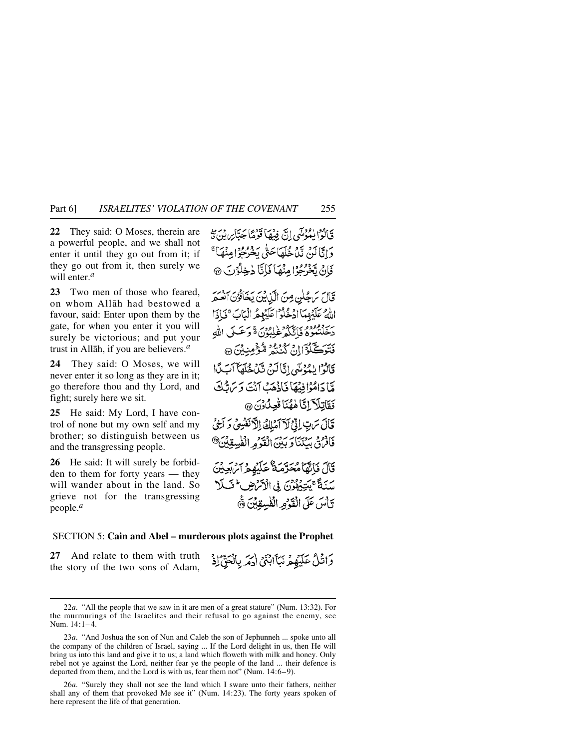**22** They said: O Moses, therein are a powerful people, and we shall not enter it until they go out from it; if they go out from it, then surely we will enter.[a]

قَالُوْا يٰمُوْسٰٓى اِنَّ فِيْهَا قَوْمًا جَبَّارِيْنَ ۖ وَاِنَّا لَنْ نَّدْخُلَهَا حَتّٰى يَخْرُجُوْا مِنْهَا ۚ فَاِنْ يَّخْرُجُوْا مِنْهَا فَاِنَّا دٰخِلُوْنَ ﴿٢٢﴾

**23** Two men of those who feared, on whom Allāh had bestowed a favour, said: Enter upon them by the gate, for when you enter it you will surely be victorious; and put your trust in Allāh, if you are believers.[a]

قَالَ رَجُلٰنِ مِنَ الَّذِيْنَ يَخَافُوْنَ اَنْعَمَ اللّٰهُ عَلَيْهِمَا ادْخُلُوْا عَلَيْهِمُ الْبَابَ ۚ فَاِذَا دَخَلْتُمُوْهُ فَاِنَّكُمْ غٰلِبُوْنَ ۚ وَعَلَى اللّٰهِ فَتَوَكَّلُوْٓا اِنْ كُنْتُمْ مُّؤْمِنِيْنَ ﴿٢٣﴾

**24** They said: O Moses, we will never enter it so long as they are in it; go therefore thou and thy Lord, and fight; surely here we sit.

قَالُوْا يٰمُوْسٰٓى اِنَّا لَنْ نَّدْخُلَهَآ اَبَدًا مَّا دَامُوْا فِيْهَا فَاذْهَبْ اَنْتَ وَرَبُّكَ فَقَاتِلَآ اِنَّا هٰهُنَا قٰعِدُوْنَ ﴿٢٤﴾

**25** He said: My Lord, I have control of none but my own self and my brother; so distinguish between us and the transgressing people.

قَالَ رَبِّ اِنِّيْ لَآ اَمْلِكُ اِلَّا نَفْسِيْ وَاَخِيْ فَافْرُقْ بَيْنَنَا وَبَيْنَ الْقَوْمِ الْفٰسِقِيْنَ ﴿٢٥﴾

**26** He said: It will surely be forbidden to them for forty years — they will wander about in the land. So grieve not for the transgressing people.[a]

قَالَ فَاِنَّهَا مُحَرَّمَةٌ عَلَيْهِمْ اَرْبَعِيْنَ سَنَةً ۚ يَتِيْهُوْنَ فِي الْاَرْضِ ۗ فَلَا تَاْسَ عَلَى الْقَوْمِ الْفٰسِقِيْنَ ﴿٢٦﴾

## SECTION 5: Cain and Abel – murderous plots against the Prophet

**27** And relate to them with truth the story of the two sons of Adam,

وَاتْلُ عَلَيْهِمْ نَبَاَ ابْنَيْ اٰدَمَ بِالْحَقِّ ۘ اِذْ

---

22*a*. "All the people that we saw in it are men of a great stature" (Num. 13:32). For the murmurings of the Israelites and their refusal to go against the enemy, see Num. 14:1–4.

23*a*. "And Joshua the son of Nun and Caleb the son of Jephunneh ... spoke unto all the company of the children of Israel, saying ... If the Lord delight in us, then He will bring us into this land and give it to us; a land which floweth with milk and honey. Only rebel not ye against the Lord, neither fear ye the people of the land ... their defence is departed from them, and the Lord is with us, fear them not" (Num. 14:6–9).

26*a*. "Surely they shall not see the land which I sware unto their fathers, neither shall any of them that provoked Me see it" (Num. 14:23). The forty years spoken of here represent the life of that generation.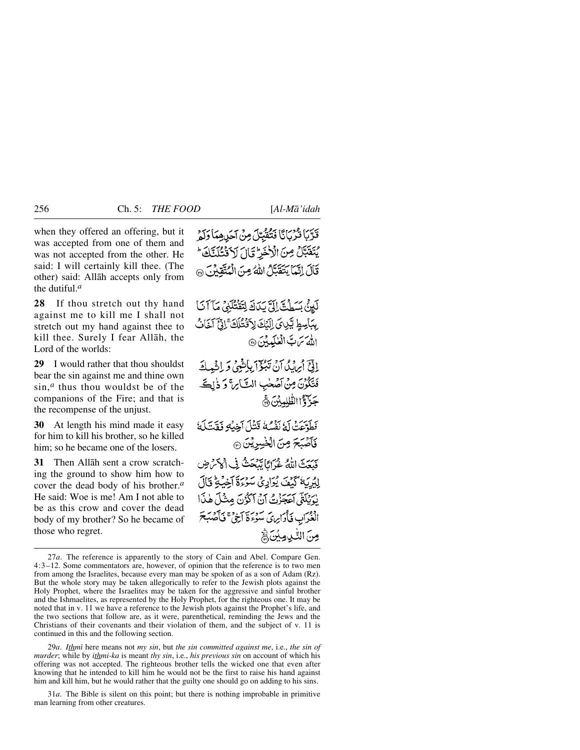when they offered an offering, but it was accepted from one of them and was not accepted from the other. He said: I will certainly kill thee. (The other) said: Allāh accepts only from the dutiful.[a]

قَرَّبَا قُرْبَانًا فَتُقُبِّلَ مِنْ اَحَدِهِمَا وَلَمْ يُتَقَبَّلْ مِنَ الْاٰخَرِ ۭ قَالَ لَاَقْتُلَنَّكَ ۭ قَالَ اِنَّمَا يَتَقَبَّلُ اللّٰهُ مِنَ الْمُتَّقِيْنَ ۝

**28** If thou stretch out thy hand against me to kill me I shall not stretch out my hand against thee to kill thee. Surely I fear Allāh, the Lord of the worlds:

لَىِٕنْۢ بَسَطْتَّ اِلَيَّ يَدَكَ لِتَقْتُلَنِيْ مَآ اَنَا بِبَاسِطٍ يَّدِيَ اِلَيْكَ لِاَقْتُلَكَ ۚ اِنِّيْٓ اَخَافُ اللّٰهَ رَبَّ الْعٰلَمِيْنَ ۝

**29** I would rather that thou shouldst bear the sin against me and thine own sin,[a] thus thou wouldst be of the companions of the Fire; and that is the recompense of the unjust.

اِنِّيْٓ اُرِيْدُ اَنْ تَبُوْۗاَ بِاِثْمِيْ وَاِثْمِكَ فَتَكُوْنَ مِنْ اَصْحٰبِ النَّارِ ۚ وَذٰلِكَ جَزٰۗؤُا الظّٰلِمِيْنَ ۝

**30** At length his mind made it easy for him to kill his brother, so he killed him; so he became one of the losers.

فَطَوَّعَتْ لَهٗ نَفْسُهٗ قَتْلَ اَخِيْهِ فَقَتَلَهٗ فَاَصْبَحَ مِنَ الْخٰسِرِيْنَ ۝

**31** Then Allāh sent a crow scratching the ground to show him how to cover the dead body of his brother.[a] He said: Woe is me! Am I not able to be as this crow and cover the dead body of my brother? So he became of those who regret.

فَبَعَثَ اللّٰهُ غُرَابًا يَّبْحَثُ فِي الْاَرْضِ لِيُرِيَهٗ كَيْفَ يُوَارِيْ سَوْءَةَ اَخِيْهِ ۭ قَالَ يٰوَيْلَتٰٓى اَعَجَزْتُ اَنْ اَكُوْنَ مِثْلَ هٰذَا الْغُرَابِ فَاُوَارِيَ سَوْءَةَ اَخِيْ ۚ فَاَصْبَحَ مِنَ النّٰدِمِيْنَ ۝

---

27*a*. The reference is apparently to the story of Cain and Abel. Compare Gen. 4:3–12. Some commentators are, however, of opinion that the reference is to two men from among the Israelites, because every man may be spoken of as a son of Adam (Rz). But the whole story may be taken allegorically to refer to the Jewish plots against the Holy Prophet, where the Israelites may be taken for the aggressive and sinful brother and the Ishmaelites, as represented by the Holy Prophet, for the righteous one. It may be noted that in v. 11 we have a reference to the Jewish plots against the Prophet's life, and the two sections that follow are, as it were, parenthetical, reminding the Jews and the Christians of their covenants and their violation of them, and the subject of v. 11 is continued in this and the following section.

29*a*. *Ithmī* here means not *my sin*, but *the sin committed against me*, i.e., *the sin of murder*; while by *ithmi-ka* is meant *thy sin*, i.e., *his previous sin* on account of which his offering was not accepted. The righteous brother tells the wicked one that even after knowing that he intended to kill him he would not be the first to raise his hand against him and kill him, but he would rather that the guilty one should go on adding to his sins.

31*a*. The Bible is silent on this point; but there is nothing improbable in primitive man learning from other creatures.